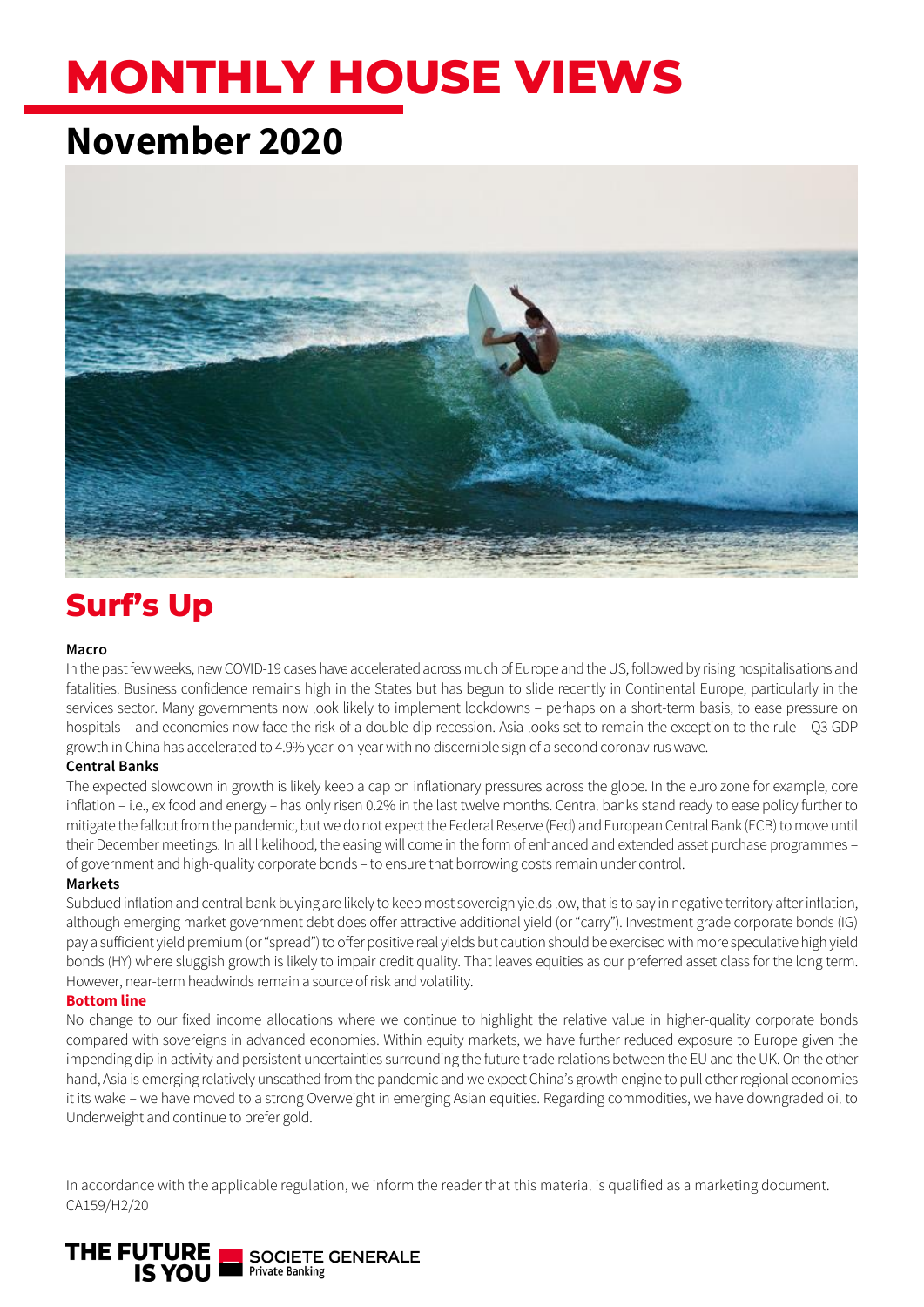# MONTHLY HOUSE VIEWS

## November 2020

## Surf's Up

### Macro

In the past few weeks, new COVID-19 cases have accelerated across much of Europe and the US, followed by rising hospitalisations and fatalities. Business confidence remains high in the States but has begun to slide recently in Continental Europe, particularly in the services sector. Many governments now look likely to implement lockdowns – perhaps on a short-term basis, to ease pressure on hospitals – and economies now face the risk of a double-dip recession. Asia looks set to remain the exception to the rule – Q3 GDP growth in China has accelerated to 4.9% year-on-year with no discernible sign of a second coronavirus wave.

### Central Banks

The expected slowdown in growth is likely keep a cap on inflationary pressures across the globe. In the euro zone for example, core inflation – i.e., ex food and energy – has only risen 0.2% in the last twelve months. Central banks stand ready to ease policy further to mitigate the fallout from the pandemic, but we do not expect the Federal Reserve (Fed) and European Central Bank (ECB) to move until their December meetings. In all likelihood, the easing will come in the form of enhanced and extended asset purchase programmes – of government and high-quality corporate bonds – to ensure that borrowing costs remain under control.

### Markets

Subdued inflation and central bank buying are likely to keep most sovereign yields low, that is to say in negative territory after inflation, although emerging market government debt does offer attractive additional yield (or "carry"). Investment grade corporate bonds (IG) pay a sufficient yield premium (or "spread") to offer positive real yields but caution should be exercised with more speculative high yield bonds (HY) where sluggish growth is likely to impair credit quality. That leaves equities as our preferred asset class for the long term. However, near-term headwinds remain a source of risk and volatility.

### Bottom line

No change to our fixed income allocations where we continue to highlight the relative value in higher-quality corporate bonds compared with sovereigns in advanced economies. Within equity markets, we have further reduced exposure to Europe given the impending dip in activity and persistent uncertainties surrounding the future trade relations between the EU and the UK. On the other hand, Asia is emerging relatively unscathed from the pandemic and we expect China's growth engine to pull other regional economies it its wake – we have moved to a strong Overweight in emerging Asian equities. Regarding commodities, we have downgraded oil to Underweight and continue to prefer gold.

In accordance with the applicable regulation, we inform the reader that this material is qualified as a marketing document.
CA159/H2/20

THE FUTURE IS YOU — SOCIETE GENERALE Private Banking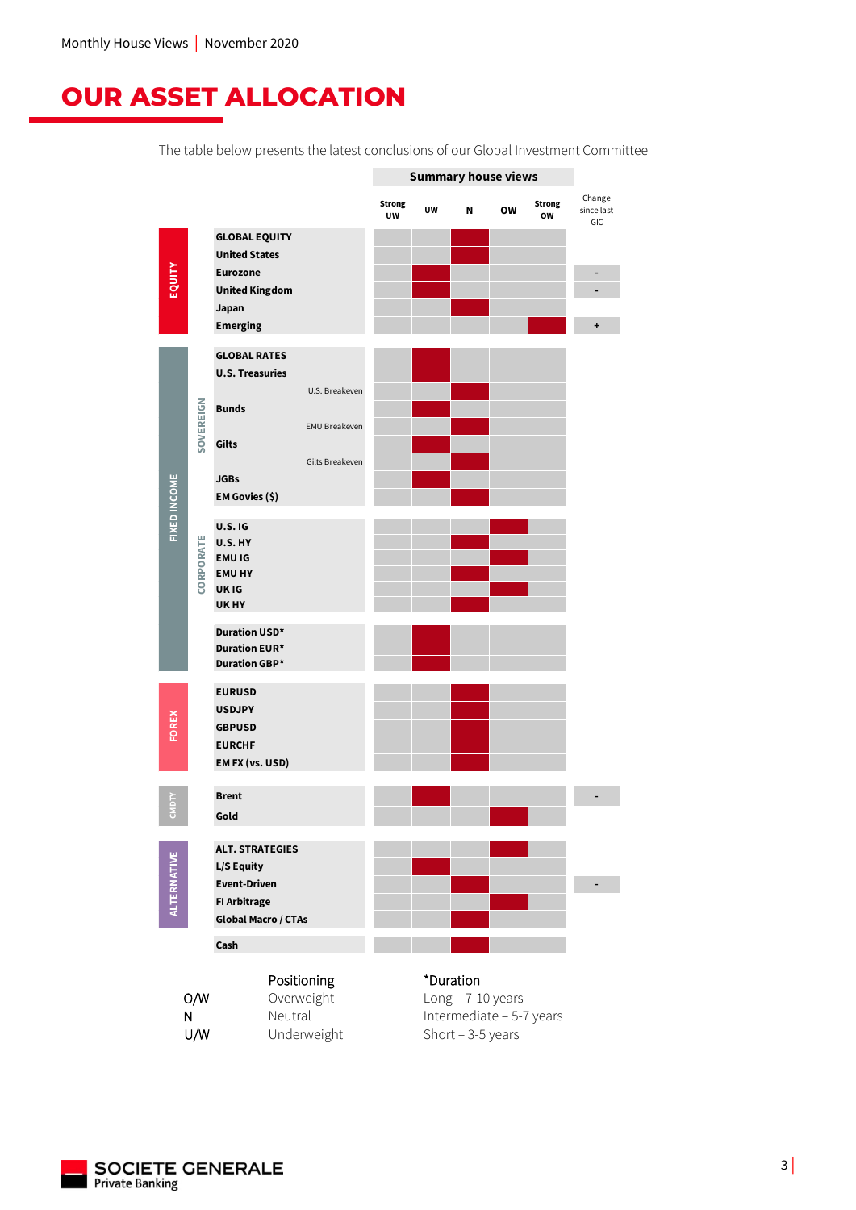# OUR ASSET ALLOCATION

The table below presents the latest conclusions of our Global Investment Committee

| Category | Sub-category | Asset | Strong UW | UW | N | OW | Strong OW | Change since last GIC |
|---|---|---|---|---|---|---|---|---|
| EQUITY | | **GLOBAL EQUITY** | | | ■ | | | |
| EQUITY | | **United States** | | | ■ | | | |
| EQUITY | | **Eurozone** | | ■ | | | | - |
| EQUITY | | **United Kingdom** | | ■ | | | | - |
| EQUITY | | **Japan** | | | ■ | | | |
| EQUITY | | **Emerging** | | | | | ■ | + |
| FIXED INCOME | SOVEREIGN | **GLOBAL RATES** | | ■ | | | | |
| FIXED INCOME | SOVEREIGN | **U.S. Treasuries** | | ■ | | | | |
| FIXED INCOME | SOVEREIGN | U.S. Breakeven | | | ■ | | | |
| FIXED INCOME | SOVEREIGN | **Bunds** | | ■ | | | | |
| FIXED INCOME | SOVEREIGN | EMU Breakeven | | | ■ | | | |
| FIXED INCOME | SOVEREIGN | **Gilts** | | ■ | | | | |
| FIXED INCOME | SOVEREIGN | Gilts Breakeven | | | ■ | | | |
| FIXED INCOME | SOVEREIGN | **JGBs** | | ■ | | | | |
| FIXED INCOME | SOVEREIGN | **EM Govies ($)** | | | ■ | | | |
| FIXED INCOME | CORPORATE | **U.S. IG** | | | | ■ | | |
| FIXED INCOME | CORPORATE | **U.S. HY** | | | ■ | | | |
| FIXED INCOME | CORPORATE | **EMU IG** | | | | ■ | | |
| FIXED INCOME | CORPORATE | **EMU HY** | | | ■ | | | |
| FIXED INCOME | CORPORATE | **UK IG** | | | | ■ | | |
| FIXED INCOME | CORPORATE | **UK HY** | | | ■ | | | |
| FIXED INCOME | | **Duration USD*** | | ■ | | | | |
| FIXED INCOME | | **Duration EUR*** | | ■ | | | | |
| FIXED INCOME | | **Duration GBP*** | | ■ | | | | |
| FOREX | | **EURUSD** | | | ■ | | | |
| FOREX | | **USDJPY** | | | ■ | | | |
| FOREX | | **GBPUSD** | | | ■ | | | |
| FOREX | | **EURCHF** | | | ■ | | | |
| FOREX | | **EM FX (vs. USD)** | | | ■ | | | |
| CMDTY | | **Brent** | | ■ | | | | - |
| CMDTY | | **Gold** | | | | ■ | | |
| ALTERNATIVE | | **ALT. STRATEGIES** | | | | ■ | | |
| ALTERNATIVE | | **L/S Equity** | | ■ | | | | |
| ALTERNATIVE | | **Event-Driven** | | | ■ | | | - |
| ALTERNATIVE | | **FI Arbitrage** | | | | ■ | | |
| ALTERNATIVE | | **Global Macro / CTAs** | | | ■ | | | |
| | | **Cash** | | | ■ | | | |

| | Positioning |
|---|---|
| O/W | Overweight |
| N | Neutral |
| U/W | Underweight |

*Duration
Long – 7-10 years
Intermediate – 5-7 years
Short – 3-5 years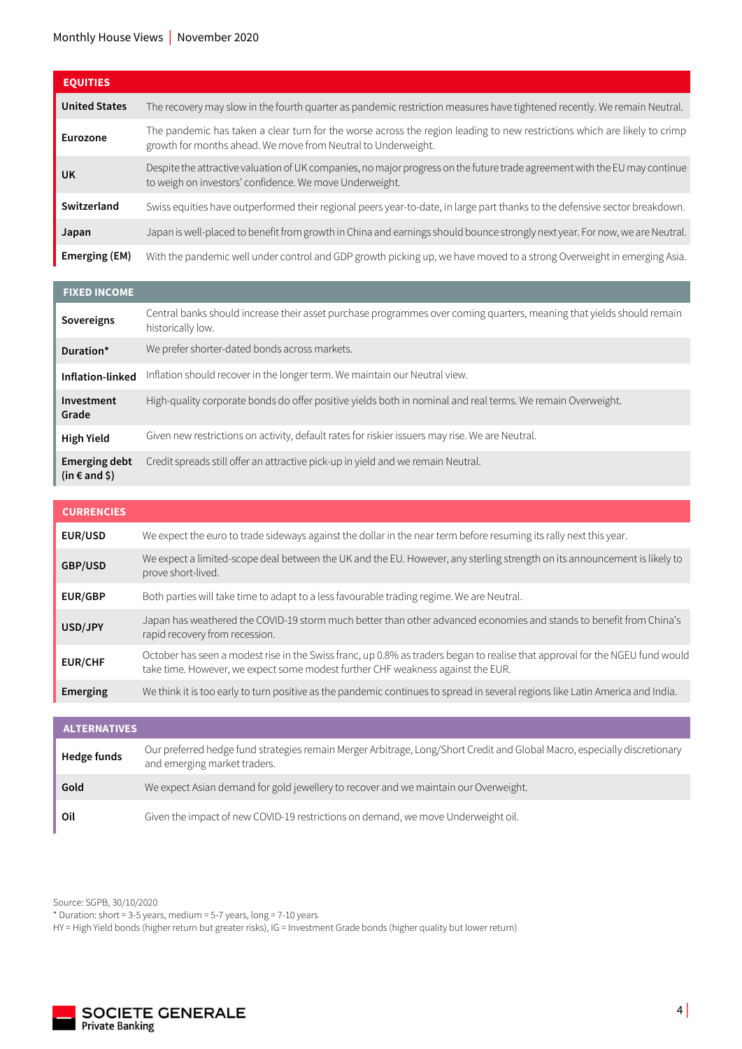| EQUITIES | |
|---|---|
| **United States** | The recovery may slow in the fourth quarter as pandemic restriction measures have tightened recently. We remain Neutral. |
| **Eurozone** | The pandemic has taken a clear turn for the worse across the region leading to new restrictions which are likely to crimp growth for months ahead. We move from Neutral to Underweight. |
| **UK** | Despite the attractive valuation of UK companies, no major progress on the future trade agreement with the EU may continue to weigh on investors' confidence. We move Underweight. |
| **Switzerland** | Swiss equities have outperformed their regional peers year-to-date, in large part thanks to the defensive sector breakdown. |
| **Japan** | Japan is well-placed to benefit from growth in China and earnings should bounce strongly next year. For now, we are Neutral. |
| **Emerging (EM)** | With the pandemic well under control and GDP growth picking up, we have moved to a strong Overweight in emerging Asia. |

| FIXED INCOME | |
|---|---|
| **Sovereigns** | Central banks should increase their asset purchase programmes over coming quarters, meaning that yields should remain historically low. |
| **Duration*** | We prefer shorter-dated bonds across markets. |
| **Inflation-linked** | Inflation should recover in the longer term. We maintain our Neutral view. |
| **Investment Grade** | High-quality corporate bonds do offer positive yields both in nominal and real terms. We remain Overweight. |
| **High Yield** | Given new restrictions on activity, default rates for riskier issuers may rise. We are Neutral. |
| **Emerging debt (in € and $)** | Credit spreads still offer an attractive pick-up in yield and we remain Neutral. |

| CURRENCIES | |
|---|---|
| **EUR/USD** | We expect the euro to trade sideways against the dollar in the near term before resuming its rally next this year. |
| **GBP/USD** | We expect a limited-scope deal between the UK and the EU. However, any sterling strength on its announcement is likely to prove short-lived. |
| **EUR/GBP** | Both parties will take time to adapt to a less favourable trading regime. We are Neutral. |
| **USD/JPY** | Japan has weathered the COVID-19 storm much better than other advanced economies and stands to benefit from China's rapid recovery from recession. |
| **EUR/CHF** | October has seen a modest rise in the Swiss franc, up 0.8% as traders began to realise that approval for the NGEU fund would take time. However, we expect some modest further CHF weakness against the EUR. |
| **Emerging** | We think it is too early to turn positive as the pandemic continues to spread in several regions like Latin America and India. |

| ALTERNATIVES | |
|---|---|
| **Hedge funds** | Our preferred hedge fund strategies remain Merger Arbitrage, Long/Short Credit and Global Macro, especially discretionary and emerging market traders. |
| **Gold** | We expect Asian demand for gold jewellery to recover and we maintain our Overweight. |
| **Oil** | Given the impact of new COVID-19 restrictions on demand, we move Underweight oil. |

Source: SGPB, 30/10/2020
* Duration: short = 3-5 years, medium = 5-7 years, long = 7-10 years
HY = High Yield bonds (higher return but greater risks), IG = Investment Grade bonds (higher quality but lower return)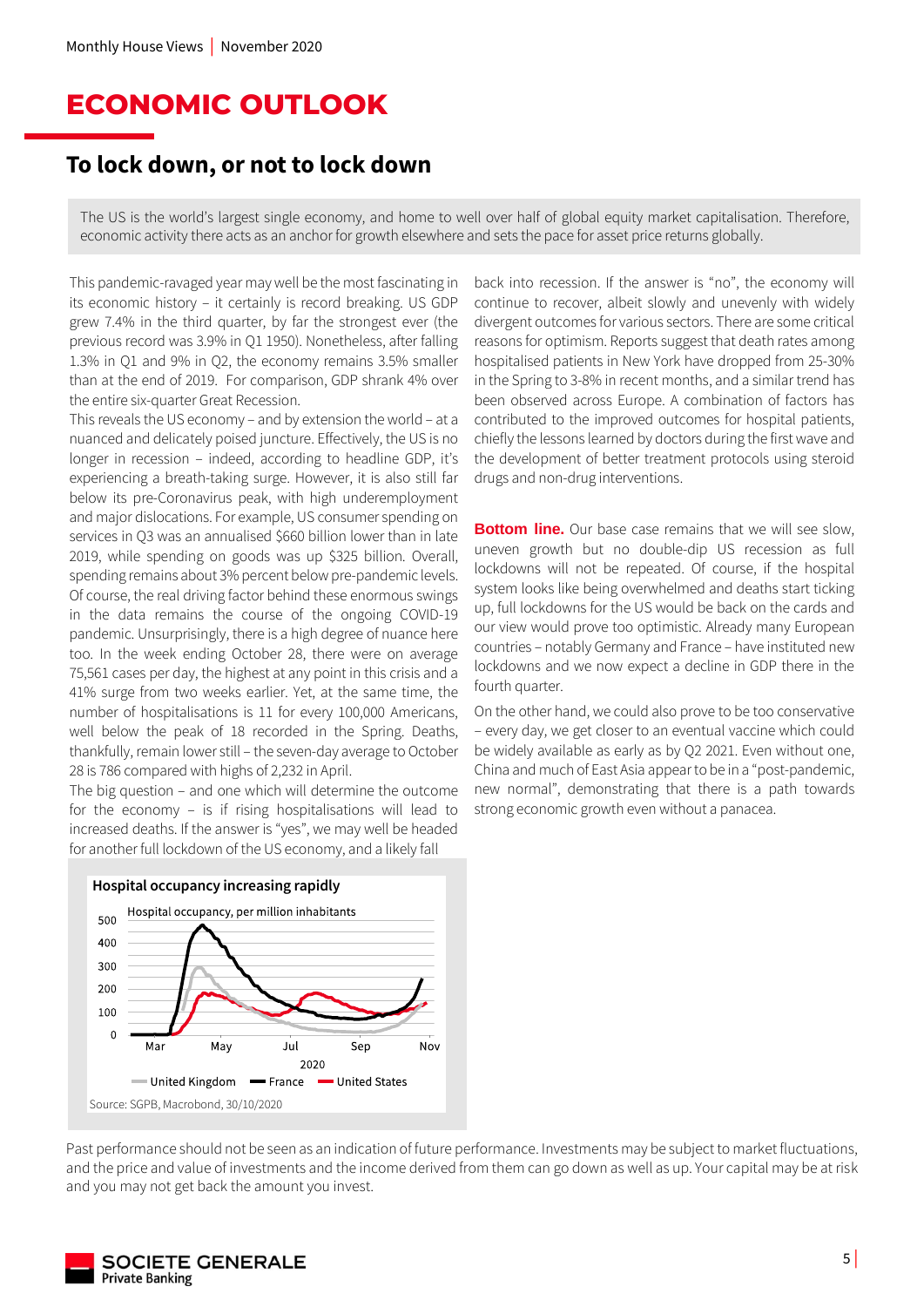# ECONOMIC OUTLOOK

## To lock down, or not to lock down

The US is the world's largest single economy, and home to well over half of global equity market capitalisation. Therefore, economic activity there acts as an anchor for growth elsewhere and sets the pace for asset price returns globally.

This pandemic-ravaged year may well be the most fascinating in its economic history – it certainly is record breaking. US GDP grew 7.4% in the third quarter, by far the strongest ever (the previous record was 3.9% in Q1 1950). Nonetheless, after falling 1.3% in Q1 and 9% in Q2, the economy remains 3.5% smaller than at the end of 2019. For comparison, GDP shrank 4% over the entire six-quarter Great Recession.

This reveals the US economy – and by extension the world – at a nuanced and delicately poised juncture. Effectively, the US is no longer in recession – indeed, according to headline GDP, it's experiencing a breath-taking surge. However, it is also still far below its pre-Coronavirus peak, with high underemployment and major dislocations. For example, US consumer spending on services in Q3 was an annualised $660 billion lower than in late 2019, while spending on goods was up $325 billion. Overall, spending remains about 3% percent below pre-pandemic levels. Of course, the real driving factor behind these enormous swings in the data remains the course of the ongoing COVID-19 pandemic. Unsurprisingly, there is a high degree of nuance here too. In the week ending October 28, there were on average 75,561 cases per day, the highest at any point in this crisis and a 41% surge from two weeks earlier. Yet, at the same time, the number of hospitalisations is 11 for every 100,000 Americans, well below the peak of 18 recorded in the Spring. Deaths, thankfully, remain lower still – the seven-day average to October 28 is 786 compared with highs of 2,232 in April.

The big question – and one which will determine the outcome for the economy – is if rising hospitalisations will lead to increased deaths. If the answer is "yes", we may well be headed for another full lockdown of the US economy, and a likely fall back into recession. If the answer is "no", the economy will continue to recover, albeit slowly and unevenly with widely divergent outcomes for various sectors. There are some critical reasons for optimism. Reports suggest that death rates among hospitalised patients in New York have dropped from 25-30% in the Spring to 3-8% in recent months, and a similar trend has been observed across Europe. A combination of factors has contributed to the improved outcomes for hospital patients, chiefly the lessons learned by doctors during the first wave and the development of better treatment protocols using steroid drugs and non-drug interventions.

**Hospital occupancy increasing rapidly**

Hospital occupancy, per million inhabitants

Legend: United Kingdom, France, United States (Mar–Nov 2020)

Source: SGPB, Macrobond, 30/10/2020

**Bottom line.** Our base case remains that we will see slow, uneven growth but no double-dip US recession as full lockdowns will not be repeated. Of course, if the hospital system looks like being overwhelmed and deaths start ticking up, full lockdowns for the US would be back on the cards and our view would prove too optimistic. Already many European countries – notably Germany and France – have instituted new lockdowns and we now expect a decline in GDP there in the fourth quarter.

On the other hand, we could also prove to be too conservative – every day, we get closer to an eventual vaccine which could be widely available as early as by Q2 2021. Even without one, China and much of East Asia appear to be in a "post-pandemic, new normal", demonstrating that there is a path towards strong economic growth even without a panacea.

Past performance should not be seen as an indication of future performance. Investments may be subject to market fluctuations, and the price and value of investments and the income derived from them can go down as well as up. Your capital may be at risk and you may not get back the amount you invest.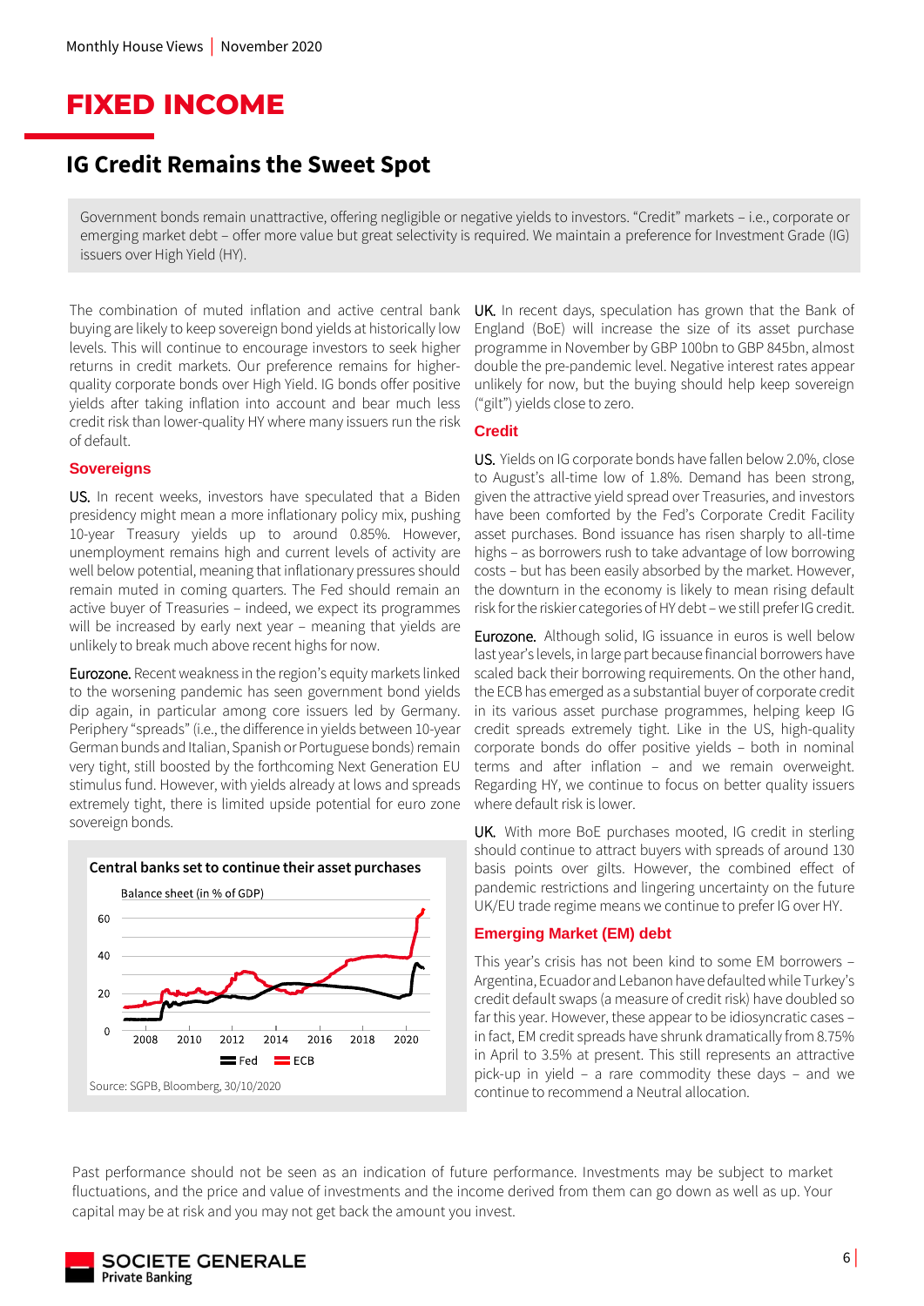# FIXED INCOME

## IG Credit Remains the Sweet Spot

Government bonds remain unattractive, offering negligible or negative yields to investors. "Credit" markets – i.e., corporate or emerging market debt – offer more value but great selectivity is required. We maintain a preference for Investment Grade (IG) issuers over High Yield (HY).

The combination of muted inflation and active central bank buying are likely to keep sovereign bond yields at historically low levels. This will continue to encourage investors to seek higher returns in credit markets. Our preference remains for higher-quality corporate bonds over High Yield. IG bonds offer positive yields after taking inflation into account and bear much less credit risk than lower-quality HY where many issuers run the risk of default.

### Sovereigns

US. In recent weeks, investors have speculated that a Biden presidency might mean a more inflationary policy mix, pushing 10-year Treasury yields up to around 0.85%. However, unemployment remains high and current levels of activity are well below potential, meaning that inflationary pressures should remain muted in coming quarters. The Fed should remain an active buyer of Treasuries – indeed, we expect its programmes will be increased by early next year – meaning that yields are unlikely to break much above recent highs for now.

Eurozone. Recent weakness in the region's equity markets linked to the worsening pandemic has seen government bond yields dip again, in particular among core issuers led by Germany. Periphery "spreads" (i.e., the difference in yields between 10-year German bunds and Italian, Spanish or Portuguese bonds) remain very tight, still boosted by the forthcoming Next Generation EU stimulus fund. However, with yields already at lows and spreads extremely tight, there is limited upside potential for euro zone sovereign bonds.

**Central banks set to continue their asset purchases**

Balance sheet (in % of GDP)

Fed, ECB

Source: SGPB, Bloomberg, 30/10/2020

UK. In recent days, speculation has grown that the Bank of England (BoE) will increase the size of its asset purchase programme in November by GBP 100bn to GBP 845bn, almost double the pre-pandemic level. Negative interest rates appear unlikely for now, but the buying should help keep sovereign ("gilt") yields close to zero.

### Credit

US. Yields on IG corporate bonds have fallen below 2.0%, close to August's all-time low of 1.8%. Demand has been strong, given the attractive yield spread over Treasuries, and investors have been comforted by the Fed's Corporate Credit Facility asset purchases. Bond issuance has risen sharply to all-time highs – as borrowers rush to take advantage of low borrowing costs – but has been easily absorbed by the market. However, the downturn in the economy is likely to mean rising default risk for the riskier categories of HY debt – we still prefer IG credit.

Eurozone. Although solid, IG issuance in euros is well below last year's levels, in large part because financial borrowers have scaled back their borrowing requirements. On the other hand, the ECB has emerged as a substantial buyer of corporate credit in its various asset purchase programmes, helping keep IG credit spreads extremely tight. Like in the US, high-quality corporate bonds do offer positive yields – both in nominal terms and after inflation – and we remain overweight. Regarding HY, we continue to focus on better quality issuers where default risk is lower.

UK. With more BoE purchases mooted, IG credit in sterling should continue to attract buyers with spreads of around 130 basis points over gilts. However, the combined effect of pandemic restrictions and lingering uncertainty on the future UK/EU trade regime means we continue to prefer IG over HY.

### Emerging Market (EM) debt

This year's crisis has not been kind to some EM borrowers – Argentina, Ecuador and Lebanon have defaulted while Turkey's credit default swaps (a measure of credit risk) have doubled so far this year. However, these appear to be idiosyncratic cases – in fact, EM credit spreads have shrunk dramatically from 8.75% in April to 3.5% at present. This still represents an attractive pick-up in yield – a rare commodity these days – and we continue to recommend a Neutral allocation.

Past performance should not be seen as an indication of future performance. Investments may be subject to market fluctuations, and the price and value of investments and the income derived from them can go down as well as up. Your capital may be at risk and you may not get back the amount you invest.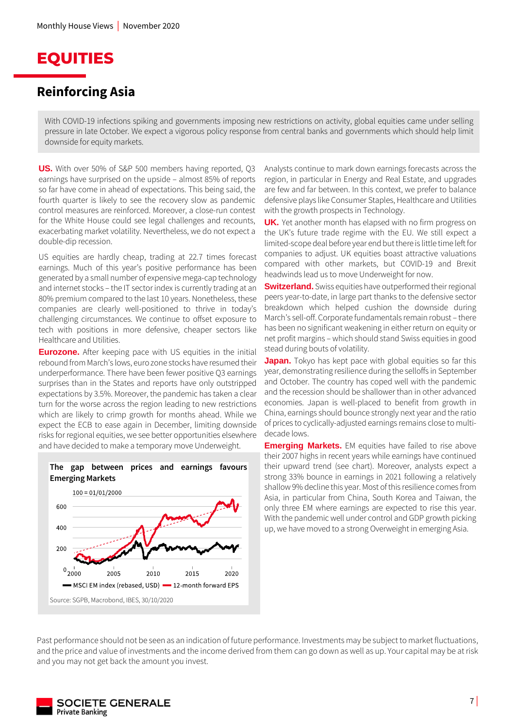# EQUITIES

## Reinforcing Asia

With COVID-19 infections spiking and governments imposing new restrictions on activity, global equities came under selling pressure in late October. We expect a vigorous policy response from central banks and governments which should help limit downside for equity markets.

**US.** With over 50% of S&P 500 members having reported, Q3 earnings have surprised on the upside – almost 85% of reports so far have come in ahead of expectations. This being said, the fourth quarter is likely to see the recovery slow as pandemic control measures are reinforced. Moreover, a close-run contest for the White House could see legal challenges and recounts, exacerbating market volatility. Nevertheless, we do not expect a double-dip recession.

US equities are hardly cheap, trading at 22.7 times forecast earnings. Much of this year's positive performance has been generated by a small number of expensive mega-cap technology and internet stocks – the IT sector index is currently trading at an 80% premium compared to the last 10 years. Nonetheless, these companies are clearly well-positioned to thrive in today's challenging circumstances. We continue to offset exposure to tech with positions in more defensive, cheaper sectors like Healthcare and Utilities.

**Eurozone.** After keeping pace with US equities in the initial rebound from March's lows, euro zone stocks have resumed their underperformance. There have been fewer positive Q3 earnings surprises than in the States and reports have only outstripped expectations by 3.5%. Moreover, the pandemic has taken a clear turn for the worse across the region leading to new restrictions which are likely to crimp growth for months ahead. While we expect the ECB to ease again in December, limiting downside risks for regional equities, we see better opportunities elsewhere and have decided to make a temporary move Underweight.

**The gap between prices and earnings favours Emerging Markets**

100 = 01/01/2000

Legend: MSCI EM index (rebased, USD); 12-month forward EPS

Source: SGPB, Macrobond, IBES, 30/10/2020

Analysts continue to mark down earnings forecasts across the region, in particular in Energy and Real Estate, and upgrades are few and far between. In this context, we prefer to balance defensive plays like Consumer Staples, Healthcare and Utilities with the growth prospects in Technology.

**UK.** Yet another month has elapsed with no firm progress on the UK's future trade regime with the EU. We still expect a limited-scope deal before year end but there is little time left for companies to adjust. UK equities boast attractive valuations compared with other markets, but COVID-19 and Brexit headwinds lead us to move Underweight for now.

**Switzerland.** Swiss equities have outperformed their regional peers year-to-date, in large part thanks to the defensive sector breakdown which helped cushion the downside during March's sell-off. Corporate fundamentals remain robust – there has been no significant weakening in either return on equity or net profit margins – which should stand Swiss equities in good stead during bouts of volatility.

**Japan.** Tokyo has kept pace with global equities so far this year, demonstrating resilience during the selloffs in September and October. The country has coped well with the pandemic and the recession should be shallower than in other advanced economies. Japan is well-placed to benefit from growth in China, earnings should bounce strongly next year and the ratio of prices to cyclically-adjusted earnings remains close to multi-decade lows.

**Emerging Markets.** EM equities have failed to rise above their 2007 highs in recent years while earnings have continued their upward trend (see chart). Moreover, analysts expect a strong 33% bounce in earnings in 2021 following a relatively shallow 9% decline this year. Most of this resilience comes from Asia, in particular from China, South Korea and Taiwan, the only three EM where earnings are expected to rise this year. With the pandemic well under control and GDP growth picking up, we have moved to a strong Overweight in emerging Asia.

Past performance should not be seen as an indication of future performance. Investments may be subject to market fluctuations, and the price and value of investments and the income derived from them can go down as well as up. Your capital may be at risk and you may not get back the amount you invest.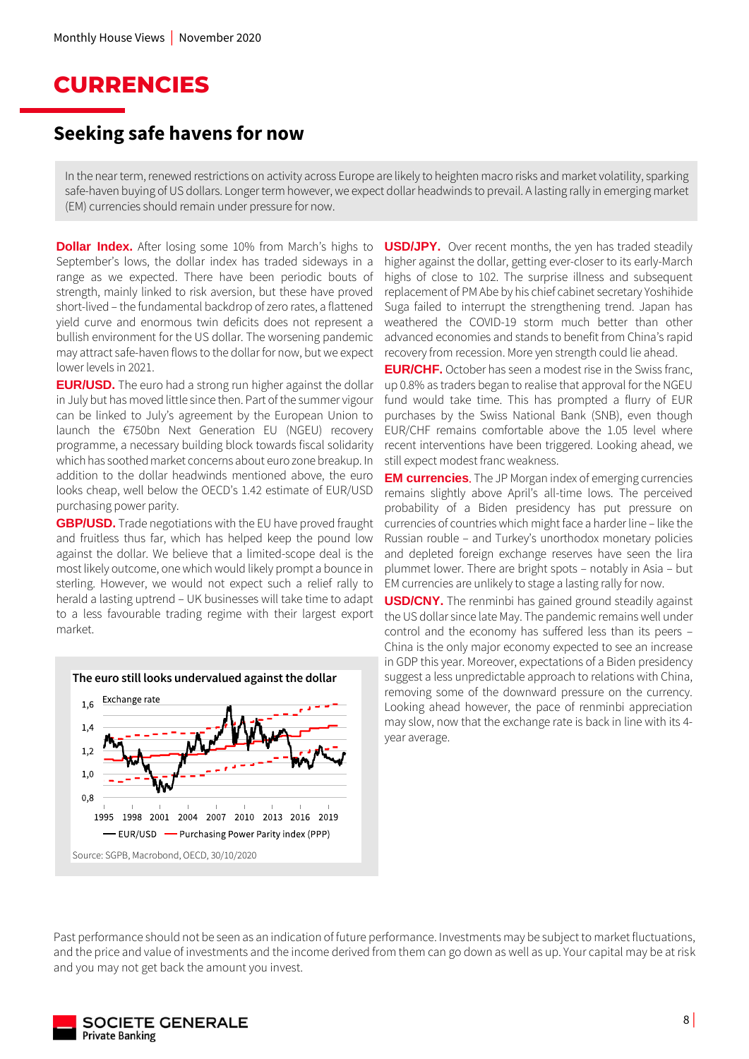# CURRENCIES

## Seeking safe havens for now

In the near term, renewed restrictions on activity across Europe are likely to heighten macro risks and market volatility, sparking safe-haven buying of US dollars. Longer term however, we expect dollar headwinds to prevail. A lasting rally in emerging market (EM) currencies should remain under pressure for now.

**Dollar Index.** After losing some 10% from March's highs to September's lows, the dollar index has traded sideways in a range as we expected. There have been periodic bouts of strength, mainly linked to risk aversion, but these have proved short-lived – the fundamental backdrop of zero rates, a flattened yield curve and enormous twin deficits does not represent a bullish environment for the US dollar. The worsening pandemic may attract safe-haven flows to the dollar for now, but we expect lower levels in 2021.

**EUR/USD.** The euro had a strong run higher against the dollar in July but has moved little since then. Part of the summer vigour can be linked to July's agreement by the European Union to launch the €750bn Next Generation EU (NGEU) recovery programme, a necessary building block towards fiscal solidarity which has soothed market concerns about euro zone breakup. In addition to the dollar headwinds mentioned above, the euro looks cheap, well below the OECD's 1.42 estimate of EUR/USD purchasing power parity.

**GBP/USD.** Trade negotiations with the EU have proved fraught and fruitless thus far, which has helped keep the pound low against the dollar. We believe that a limited-scope deal is the most likely outcome, one which would likely prompt a bounce in sterling. However, we would not expect such a relief rally to herald a lasting uptrend – UK businesses will take time to adapt to a less favourable trading regime with their largest export market.

**The euro still looks undervalued against the dollar**

Exchange rate

— EUR/USD — Purchasing Power Parity index (PPP)

Source: SGPB, Macrobond, OECD, 30/10/2020

**USD/JPY.** Over recent months, the yen has traded steadily higher against the dollar, getting ever-closer to its early-March highs of close to 102. The surprise illness and subsequent replacement of PM Abe by his chief cabinet secretary Yoshihide Suga failed to interrupt the strengthening trend. Japan has weathered the COVID-19 storm much better than other advanced economies and stands to benefit from China's rapid recovery from recession. More yen strength could lie ahead.

**EUR/CHF.** October has seen a modest rise in the Swiss franc, up 0.8% as traders began to realise that approval for the NGEU fund would take time. This has prompted a flurry of EUR purchases by the Swiss National Bank (SNB), even though EUR/CHF remains comfortable above the 1.05 level where recent interventions have been triggered. Looking ahead, we still expect modest franc weakness.

**EM currencies.** The JP Morgan index of emerging currencies remains slightly above April's all-time lows. The perceived probability of a Biden presidency has put pressure on currencies of countries which might face a harder line – like the Russian rouble – and Turkey's unorthodox monetary policies and depleted foreign exchange reserves have seen the lira plummet lower. There are bright spots – notably in Asia – but EM currencies are unlikely to stage a lasting rally for now.

**USD/CNY.** The renminbi has gained ground steadily against the US dollar since late May. The pandemic remains well under control and the economy has suffered less than its peers – China is the only major economy expected to see an increase in GDP this year. Moreover, expectations of a Biden presidency suggest a less unpredictable approach to relations with China, removing some of the downward pressure on the currency. Looking ahead however, the pace of renminbi appreciation may slow, now that the exchange rate is back in line with its 4-year average.

Past performance should not be seen as an indication of future performance. Investments may be subject to market fluctuations, and the price and value of investments and the income derived from them can go down as well as up. Your capital may be at risk and you may not get back the amount you invest.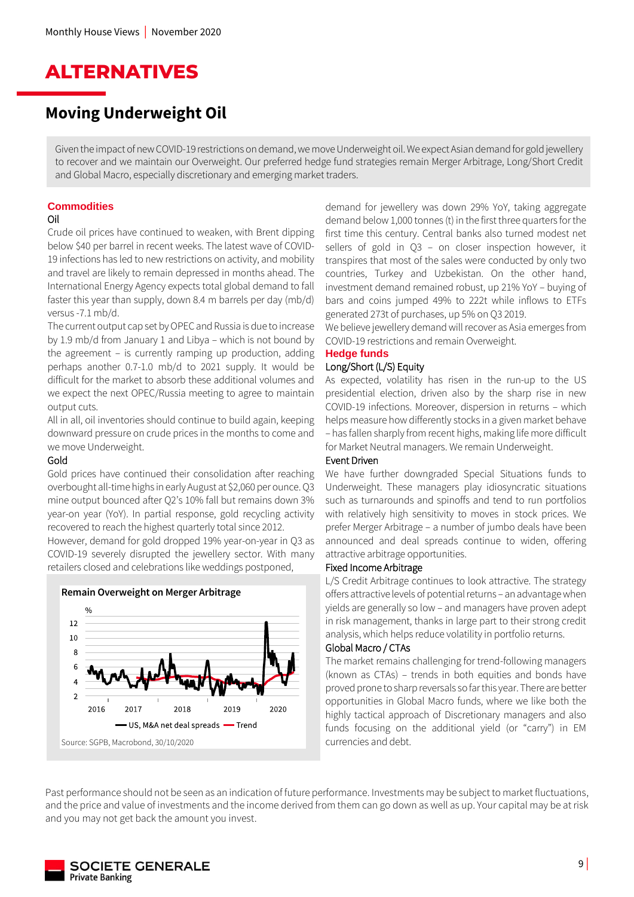# ALTERNATIVES

## Moving Underweight Oil

Given the impact of new COVID-19 restrictions on demand, we move Underweight oil. We expect Asian demand for gold jewellery to recover and we maintain our Overweight. Our preferred hedge fund strategies remain Merger Arbitrage, Long/Short Credit and Global Macro, especially discretionary and emerging market traders.

### Commodities

#### Oil

Crude oil prices have continued to weaken, with Brent dipping below $40 per barrel in recent weeks. The latest wave of COVID-19 infections has led to new restrictions on activity, and mobility and travel are likely to remain depressed in months ahead. The International Energy Agency expects total global demand to fall faster this year than supply, down 8.4 m barrels per day (mb/d) versus -7.1 mb/d.

The current output cap set by OPEC and Russia is due to increase by 1.9 mb/d from January 1 and Libya – which is not bound by the agreement – is currently ramping up production, adding perhaps another 0.7-1.0 mb/d to 2021 supply. It would be difficult for the market to absorb these additional volumes and we expect the next OPEC/Russia meeting to agree to maintain output cuts.

All in all, oil inventories should continue to build again, keeping downward pressure on crude prices in the months to come and we move Underweight.

#### Gold

Gold prices have continued their consolidation after reaching overbought all-time highs in early August at $2,060 per ounce. Q3 mine output bounced after Q2's 10% fall but remains down 3% year-on year (YoY). In partial response, gold recycling activity recovered to reach the highest quarterly total since 2012.

However, demand for gold dropped 19% year-on-year in Q3 as COVID-19 severely disrupted the jewellery sector. With many retailers closed and celebrations like weddings postponed, demand for jewellery was down 29% YoY, taking aggregate demand below 1,000 tonnes (t) in the first three quarters for the first time this century. Central banks also turned modest net sellers of gold in Q3 – on closer inspection however, it transpires that most of the sales were conducted by only two countries, Turkey and Uzbekistan. On the other hand, investment demand remained robust, up 21% YoY – buying of bars and coins jumped 49% to 222t while inflows to ETFs generated 273t of purchases, up 5% on Q3 2019.

We believe jewellery demand will recover as Asia emerges from COVID-19 restrictions and remain Overweight.

**Remain Overweight on Merger Arbitrage**

%

US, M&A net deal spreads — Trend

Source: SGPB, Macrobond, 30/10/2020

### Hedge funds

#### Long/Short (L/S) Equity

As expected, volatility has risen in the run-up to the US presidential election, driven also by the sharp rise in new COVID-19 infections. Moreover, dispersion in returns – which helps measure how differently stocks in a given market behave – has fallen sharply from recent highs, making life more difficult for Market Neutral managers. We remain Underweight.

#### Event Driven

We have further downgraded Special Situations funds to Underweight. These managers play idiosyncratic situations such as turnarounds and spinoffs and tend to run portfolios with relatively high sensitivity to moves in stock prices. We prefer Merger Arbitrage – a number of jumbo deals have been announced and deal spreads continue to widen, offering attractive arbitrage opportunities.

#### Fixed Income Arbitrage

L/S Credit Arbitrage continues to look attractive. The strategy offers attractive levels of potential returns – an advantage when yields are generally so low – and managers have proven adept in risk management, thanks in large part to their strong credit analysis, which helps reduce volatility in portfolio returns.

#### Global Macro / CTAs

The market remains challenging for trend-following managers (known as CTAs) – trends in both equities and bonds have proved prone to sharp reversals so far this year. There are better opportunities in Global Macro funds, where we like both the highly tactical approach of Discretionary managers and also funds focusing on the additional yield (or "carry") in EM currencies and debt.

Past performance should not be seen as an indication of future performance. Investments may be subject to market fluctuations, and the price and value of investments and the income derived from them can go down as well as up. Your capital may be at risk and you may not get back the amount you invest.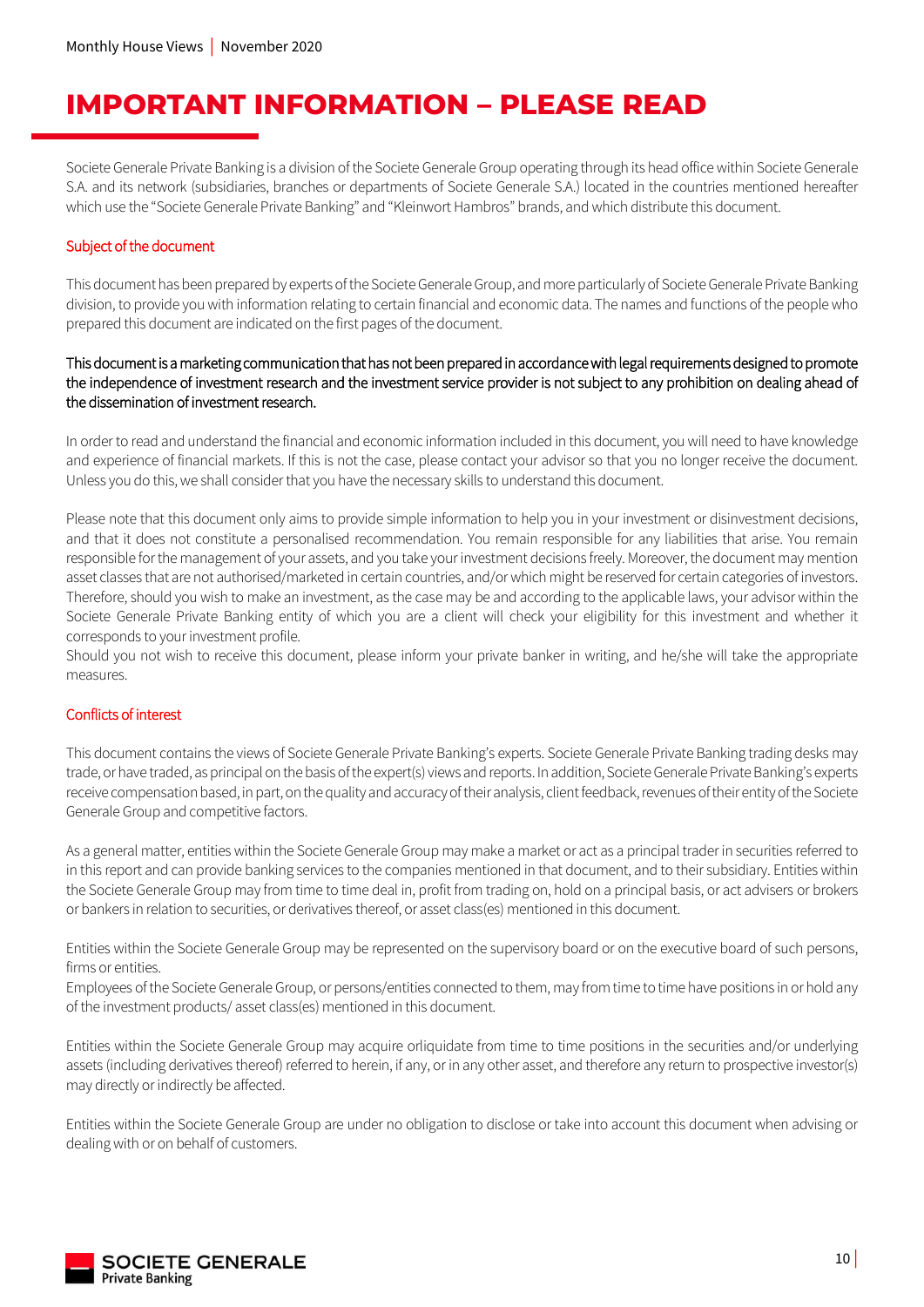# IMPORTANT INFORMATION – PLEASE READ

Societe Generale Private Banking is a division of the Societe Generale Group operating through its head office within Societe Generale S.A. and its network (subsidiaries, branches or departments of Societe Generale S.A.) located in the countries mentioned hereafter which use the "Societe Generale Private Banking" and "Kleinwort Hambros" brands, and which distribute this document.

## Subject of the document

This document has been prepared by experts of the Societe Generale Group, and more particularly of Societe Generale Private Banking division, to provide you with information relating to certain financial and economic data. The names and functions of the people who prepared this document are indicated on the first pages of the document.

This document is a marketing communication that has not been prepared in accordance with legal requirements designed to promote the independence of investment research and the investment service provider is not subject to any prohibition on dealing ahead of the dissemination of investment research.

In order to read and understand the financial and economic information included in this document, you will need to have knowledge and experience of financial markets. If this is not the case, please contact your advisor so that you no longer receive the document. Unless you do this, we shall consider that you have the necessary skills to understand this document.

Please note that this document only aims to provide simple information to help you in your investment or disinvestment decisions, and that it does not constitute a personalised recommendation. You remain responsible for any liabilities that arise. You remain responsible for the management of your assets, and you take your investment decisions freely. Moreover, the document may mention asset classes that are not authorised/marketed in certain countries, and/or which might be reserved for certain categories of investors. Therefore, should you wish to make an investment, as the case may be and according to the applicable laws, your advisor within the Societe Generale Private Banking entity of which you are a client will check your eligibility for this investment and whether it corresponds to your investment profile.
Should you not wish to receive this document, please inform your private banker in writing, and he/she will take the appropriate measures.

## Conflicts of interest

This document contains the views of Societe Generale Private Banking's experts. Societe Generale Private Banking trading desks may trade, or have traded, as principal on the basis of the expert(s) views and reports. In addition, Societe Generale Private Banking's experts receive compensation based, in part, on the quality and accuracy of their analysis, client feedback, revenues of their entity of the Societe Generale Group and competitive factors.

As a general matter, entities within the Societe Generale Group may make a market or act as a principal trader in securities referred to in this report and can provide banking services to the companies mentioned in that document, and to their subsidiary. Entities within the Societe Generale Group may from time to time deal in, profit from trading on, hold on a principal basis, or act advisers or brokers or bankers in relation to securities, or derivatives thereof, or asset class(es) mentioned in this document.

Entities within the Societe Generale Group may be represented on the supervisory board or on the executive board of such persons, firms or entities.
Employees of the Societe Generale Group, or persons/entities connected to them, may from time to time have positions in or hold any of the investment products/ asset class(es) mentioned in this document.

Entities within the Societe Generale Group may acquire orliquidate from time to time positions in the securities and/or underlying assets (including derivatives thereof) referred to herein, if any, or in any other asset, and therefore any return to prospective investor(s) may directly or indirectly be affected.

Entities within the Societe Generale Group are under no obligation to disclose or take into account this document when advising or dealing with or on behalf of customers.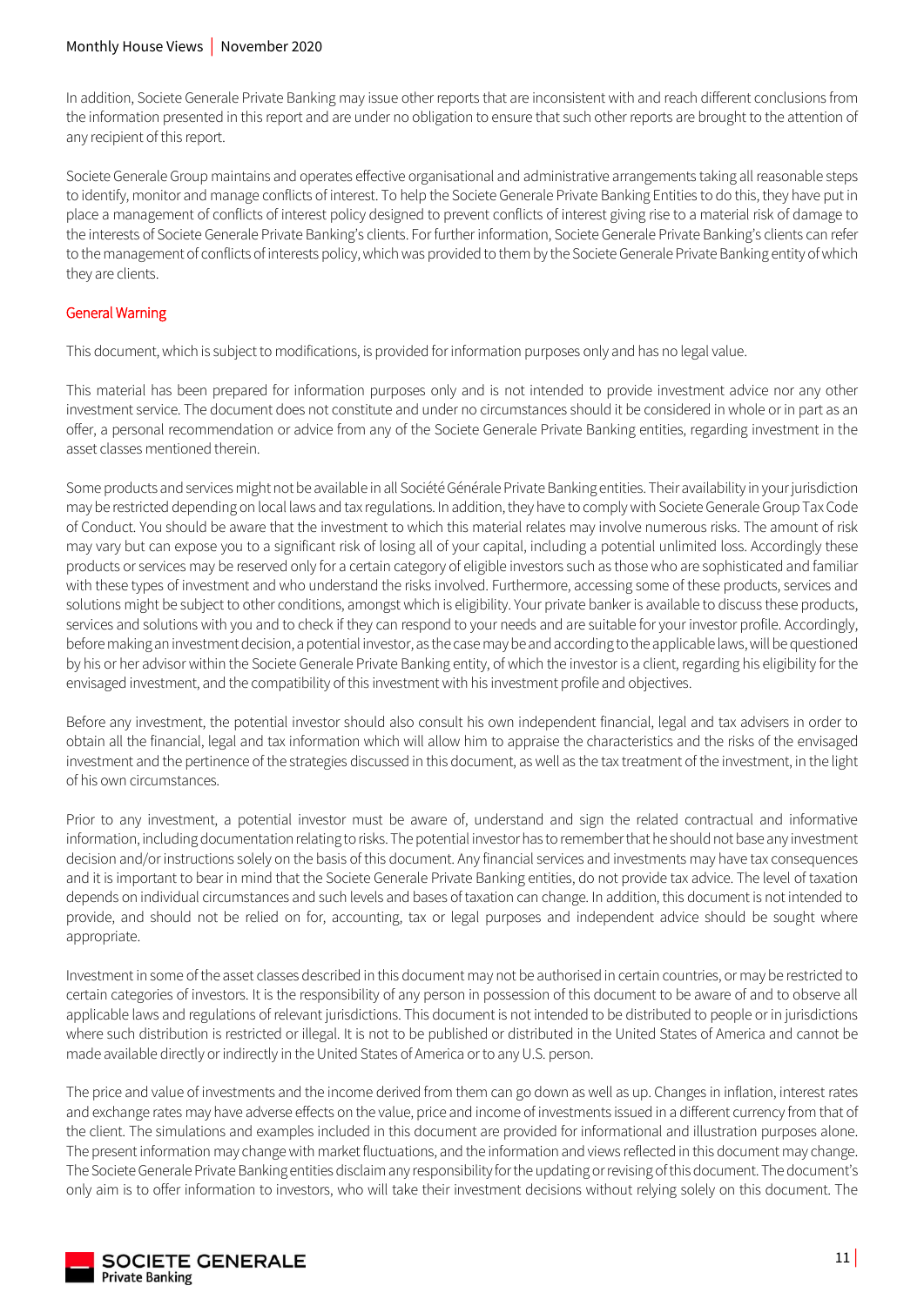In addition, Societe Generale Private Banking may issue other reports that are inconsistent with and reach different conclusions from the information presented in this report and are under no obligation to ensure that such other reports are brought to the attention of any recipient of this report.

Societe Generale Group maintains and operates effective organisational and administrative arrangements taking all reasonable steps to identify, monitor and manage conflicts of interest. To help the Societe Generale Private Banking Entities to do this, they have put in place a management of conflicts of interest policy designed to prevent conflicts of interest giving rise to a material risk of damage to the interests of Societe Generale Private Banking's clients. For further information, Societe Generale Private Banking's clients can refer to the management of conflicts of interests policy, which was provided to them by the Societe Generale Private Banking entity of which they are clients.

## General Warning

This document, which is subject to modifications, is provided for information purposes only and has no legal value.

This material has been prepared for information purposes only and is not intended to provide investment advice nor any other investment service. The document does not constitute and under no circumstances should it be considered in whole or in part as an offer, a personal recommendation or advice from any of the Societe Generale Private Banking entities, regarding investment in the asset classes mentioned therein.

Some products and services might not be available in all Société Générale Private Banking entities. Their availability in your jurisdiction may be restricted depending on local laws and tax regulations. In addition, they have to comply with Societe Generale Group Tax Code of Conduct. You should be aware that the investment to which this material relates may involve numerous risks. The amount of risk may vary but can expose you to a significant risk of losing all of your capital, including a potential unlimited loss. Accordingly these products or services may be reserved only for a certain category of eligible investors such as those who are sophisticated and familiar with these types of investment and who understand the risks involved. Furthermore, accessing some of these products, services and solutions might be subject to other conditions, amongst which is eligibility. Your private banker is available to discuss these products, services and solutions with you and to check if they can respond to your needs and are suitable for your investor profile. Accordingly, before making an investment decision, a potential investor, as the case may be and according to the applicable laws, will be questioned by his or her advisor within the Societe Generale Private Banking entity, of which the investor is a client, regarding his eligibility for the envisaged investment, and the compatibility of this investment with his investment profile and objectives.

Before any investment, the potential investor should also consult his own independent financial, legal and tax advisers in order to obtain all the financial, legal and tax information which will allow him to appraise the characteristics and the risks of the envisaged investment and the pertinence of the strategies discussed in this document, as well as the tax treatment of the investment, in the light of his own circumstances.

Prior to any investment, a potential investor must be aware of, understand and sign the related contractual and informative information, including documentation relating to risks. The potential investor has to remember that he should not base any investment decision and/or instructions solely on the basis of this document. Any financial services and investments may have tax consequences and it is important to bear in mind that the Societe Generale Private Banking entities, do not provide tax advice. The level of taxation depends on individual circumstances and such levels and bases of taxation can change. In addition, this document is not intended to provide, and should not be relied on for, accounting, tax or legal purposes and independent advice should be sought where appropriate.

Investment in some of the asset classes described in this document may not be authorised in certain countries, or may be restricted to certain categories of investors. It is the responsibility of any person in possession of this document to be aware of and to observe all applicable laws and regulations of relevant jurisdictions. This document is not intended to be distributed to people or in jurisdictions where such distribution is restricted or illegal. It is not to be published or distributed in the United States of America and cannot be made available directly or indirectly in the United States of America or to any U.S. person.

The price and value of investments and the income derived from them can go down as well as up. Changes in inflation, interest rates and exchange rates may have adverse effects on the value, price and income of investments issued in a different currency from that of the client. The simulations and examples included in this document are provided for informational and illustration purposes alone. The present information may change with market fluctuations, and the information and views reflected in this document may change. The Societe Generale Private Banking entities disclaim any responsibility for the updating or revising of this document. The document's only aim is to offer information to investors, who will take their investment decisions without relying solely on this document. The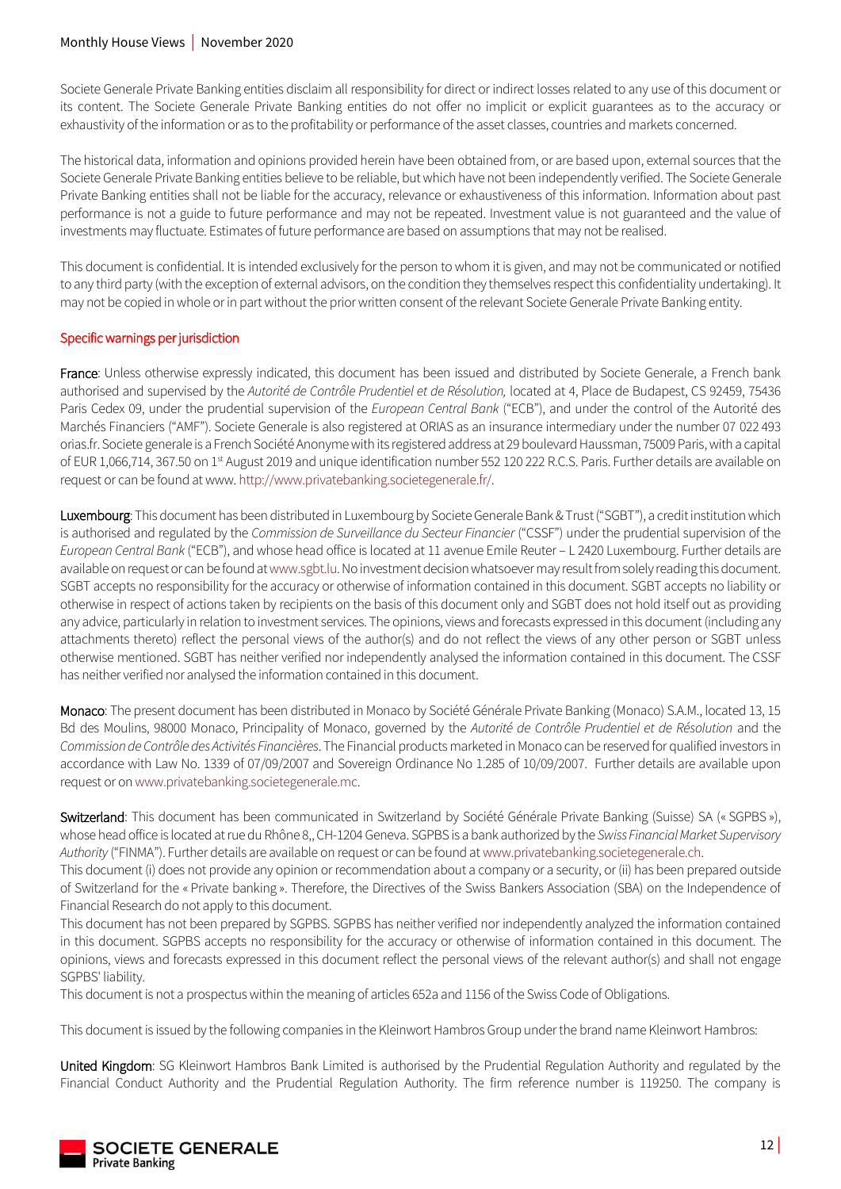Societe Generale Private Banking entities disclaim all responsibility for direct or indirect losses related to any use of this document or its content. The Societe Generale Private Banking entities do not offer no implicit or explicit guarantees as to the accuracy or exhaustivity of the information or as to the profitability or performance of the asset classes, countries and markets concerned.

The historical data, information and opinions provided herein have been obtained from, or are based upon, external sources that the Societe Generale Private Banking entities believe to be reliable, but which have not been independently verified. The Societe Generale Private Banking entities shall not be liable for the accuracy, relevance or exhaustiveness of this information. Information about past performance is not a guide to future performance and may not be repeated. Investment value is not guaranteed and the value of investments may fluctuate. Estimates of future performance are based on assumptions that may not be realised.

This document is confidential. It is intended exclusively for the person to whom it is given, and may not be communicated or notified to any third party (with the exception of external advisors, on the condition they themselves respect this confidentiality undertaking). It may not be copied in whole or in part without the prior written consent of the relevant Societe Generale Private Banking entity.

## Specific warnings per jurisdiction

**France**: Unless otherwise expressly indicated, this document has been issued and distributed by Societe Generale, a French bank authorised and supervised by the *Autorité de Contrôle Prudentiel et de Résolution,* located at 4, Place de Budapest, CS 92459, 75436 Paris Cedex 09, under the prudential supervision of the *European Central Bank* ("ECB"), and under the control of the Autorité des Marchés Financiers ("AMF"). Societe Generale is also registered at ORIAS as an insurance intermediary under the number 07 022 493 orias.fr. Societe generale is a French Société Anonyme with its registered address at 29 boulevard Haussman, 75009 Paris, with a capital of EUR 1,066,714, 367.50 on 1st August 2019 and unique identification number 552 120 222 R.C.S. Paris. Further details are available on request or can be found at www. http://www.privatebanking.societegenerale.fr/.

**Luxembourg**: This document has been distributed in Luxembourg by Societe Generale Bank & Trust ("SGBT"), a credit institution which is authorised and regulated by the *Commission de Surveillance du Secteur Financier* ("CSSF") under the prudential supervision of the *European Central Bank* ("ECB"), and whose head office is located at 11 avenue Emile Reuter – L 2420 Luxembourg. Further details are available on request or can be found at www.sgbt.lu. No investment decision whatsoever may result from solely reading this document. SGBT accepts no responsibility for the accuracy or otherwise of information contained in this document. SGBT accepts no liability or otherwise in respect of actions taken by recipients on the basis of this document only and SGBT does not hold itself out as providing any advice, particularly in relation to investment services. The opinions, views and forecasts expressed in this document (including any attachments thereto) reflect the personal views of the author(s) and do not reflect the views of any other person or SGBT unless otherwise mentioned. SGBT has neither verified nor independently analysed the information contained in this document. The CSSF has neither verified nor analysed the information contained in this document.

**Monaco**: The present document has been distributed in Monaco by Société Générale Private Banking (Monaco) S.A.M., located 13, 15 Bd des Moulins, 98000 Monaco, Principality of Monaco, governed by the *Autorité de Contrôle Prudentiel et de Résolution* and the *Commission de Contrôle des Activités Financières*. The Financial products marketed in Monaco can be reserved for qualified investors in accordance with Law No. 1339 of 07/09/2007 and Sovereign Ordinance No 1.285 of 10/09/2007. Further details are available upon request or on www.privatebanking.societegenerale.mc.

**Switzerland**: This document has been communicated in Switzerland by Société Générale Private Banking (Suisse) SA (« SGPBS »), whose head office is located at rue du Rhône 8,, CH-1204 Geneva. SGPBS is a bank authorized by the *Swiss Financial Market Supervisory Authority* ("FINMA"). Further details are available on request or can be found at www.privatebanking.societegenerale.ch.
This document (i) does not provide any opinion or recommendation about a company or a security, or (ii) has been prepared outside of Switzerland for the « Private banking ». Therefore, the Directives of the Swiss Bankers Association (SBA) on the Independence of Financial Research do not apply to this document.
This document has not been prepared by SGPBS. SGPBS has neither verified nor independently analyzed the information contained in this document. SGPBS accepts no responsibility for the accuracy or otherwise of information contained in this document. The opinions, views and forecasts expressed in this document reflect the personal views of the relevant author(s) and shall not engage SGPBS' liability.
This document is not a prospectus within the meaning of articles 652a and 1156 of the Swiss Code of Obligations.

This document is issued by the following companies in the Kleinwort Hambros Group under the brand name Kleinwort Hambros:

**United Kingdom**: SG Kleinwort Hambros Bank Limited is authorised by the Prudential Regulation Authority and regulated by the Financial Conduct Authority and the Prudential Regulation Authority. The firm reference number is 119250. The company is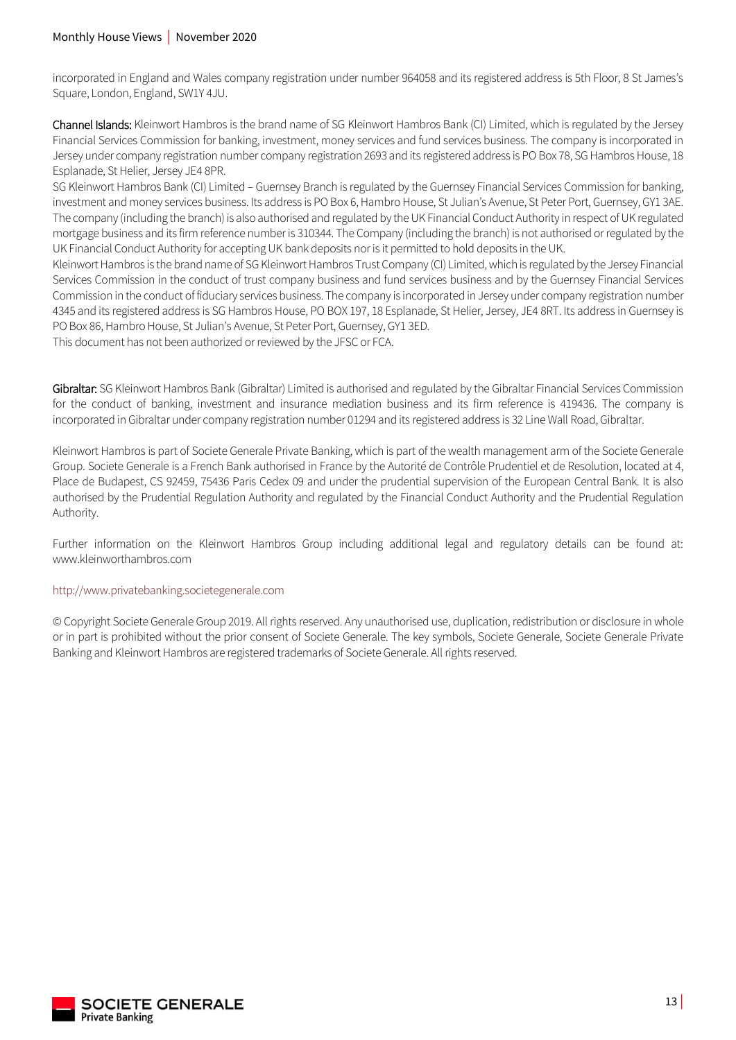incorporated in England and Wales company registration under number 964058 and its registered address is 5th Floor, 8 St James's Square, London, England, SW1Y 4JU.

**Channel Islands:** Kleinwort Hambros is the brand name of SG Kleinwort Hambros Bank (CI) Limited, which is regulated by the Jersey Financial Services Commission for banking, investment, money services and fund services business. The company is incorporated in Jersey under company registration number company registration 2693 and its registered address is PO Box 78, SG Hambros House, 18 Esplanade, St Helier, Jersey JE4 8PR.

SG Kleinwort Hambros Bank (CI) Limited – Guernsey Branch is regulated by the Guernsey Financial Services Commission for banking, investment and money services business. Its address is PO Box 6, Hambro House, St Julian's Avenue, St Peter Port, Guernsey, GY1 3AE. The company (including the branch) is also authorised and regulated by the UK Financial Conduct Authority in respect of UK regulated mortgage business and its firm reference number is 310344. The Company (including the branch) is not authorised or regulated by the UK Financial Conduct Authority for accepting UK bank deposits nor is it permitted to hold deposits in the UK.

Kleinwort Hambros is the brand name of SG Kleinwort Hambros Trust Company (CI) Limited, which is regulated by the Jersey Financial Services Commission in the conduct of trust company business and fund services business and by the Guernsey Financial Services Commission in the conduct of fiduciary services business. The company is incorporated in Jersey under company registration number 4345 and its registered address is SG Hambros House, PO BOX 197, 18 Esplanade, St Helier, Jersey, JE4 8RT. Its address in Guernsey is PO Box 86, Hambro House, St Julian's Avenue, St Peter Port, Guernsey, GY1 3ED.

This document has not been authorized or reviewed by the JFSC or FCA.

**Gibraltar:** SG Kleinwort Hambros Bank (Gibraltar) Limited is authorised and regulated by the Gibraltar Financial Services Commission for the conduct of banking, investment and insurance mediation business and its firm reference is 419436. The company is incorporated in Gibraltar under company registration number 01294 and its registered address is 32 Line Wall Road, Gibraltar.

Kleinwort Hambros is part of Societe Generale Private Banking, which is part of the wealth management arm of the Societe Generale Group. Societe Generale is a French Bank authorised in France by the Autorité de Contrôle Prudentiel et de Resolution, located at 4, Place de Budapest, CS 92459, 75436 Paris Cedex 09 and under the prudential supervision of the European Central Bank. It is also authorised by the Prudential Regulation Authority and regulated by the Financial Conduct Authority and the Prudential Regulation Authority.

Further information on the Kleinwort Hambros Group including additional legal and regulatory details can be found at: www.kleinworthambros.com

http://www.privatebanking.societegenerale.com

© Copyright Societe Generale Group 2019. All rights reserved. Any unauthorised use, duplication, redistribution or disclosure in whole or in part is prohibited without the prior consent of Societe Generale. The key symbols, Societe Generale, Societe Generale Private Banking and Kleinwort Hambros are registered trademarks of Societe Generale. All rights reserved.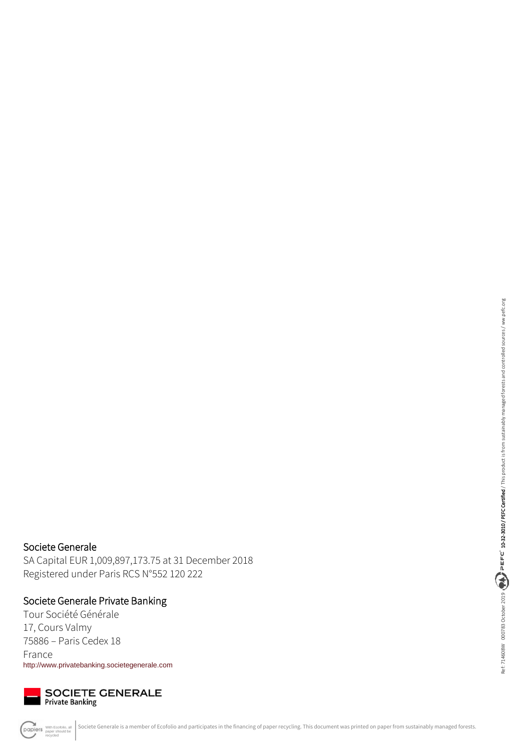Societe Generale

SA Capital EUR 1,009,897,173.75 at 31 December 2018
Registered under Paris RCS N°552 120 222

Societe Generale Private Banking

Tour Société Générale
17, Cours Valmy
75886 – Paris Cedex 18
France
http://www.privatebanking.societegenerale.com

SOCIETE GENERALE
Private Banking

With Ecofolio, all paper should be recycled

Societe Generale is a member of Ecofolio and participates in the financing of paper recycling. This document was printed on paper from sustainably managed forests.

Ref: 714608W 000783 October 2019 PEFC 10-32-3010 / PEFC Certified / This product is from sustainably managed forests and controlled sources / ww.pefc.org